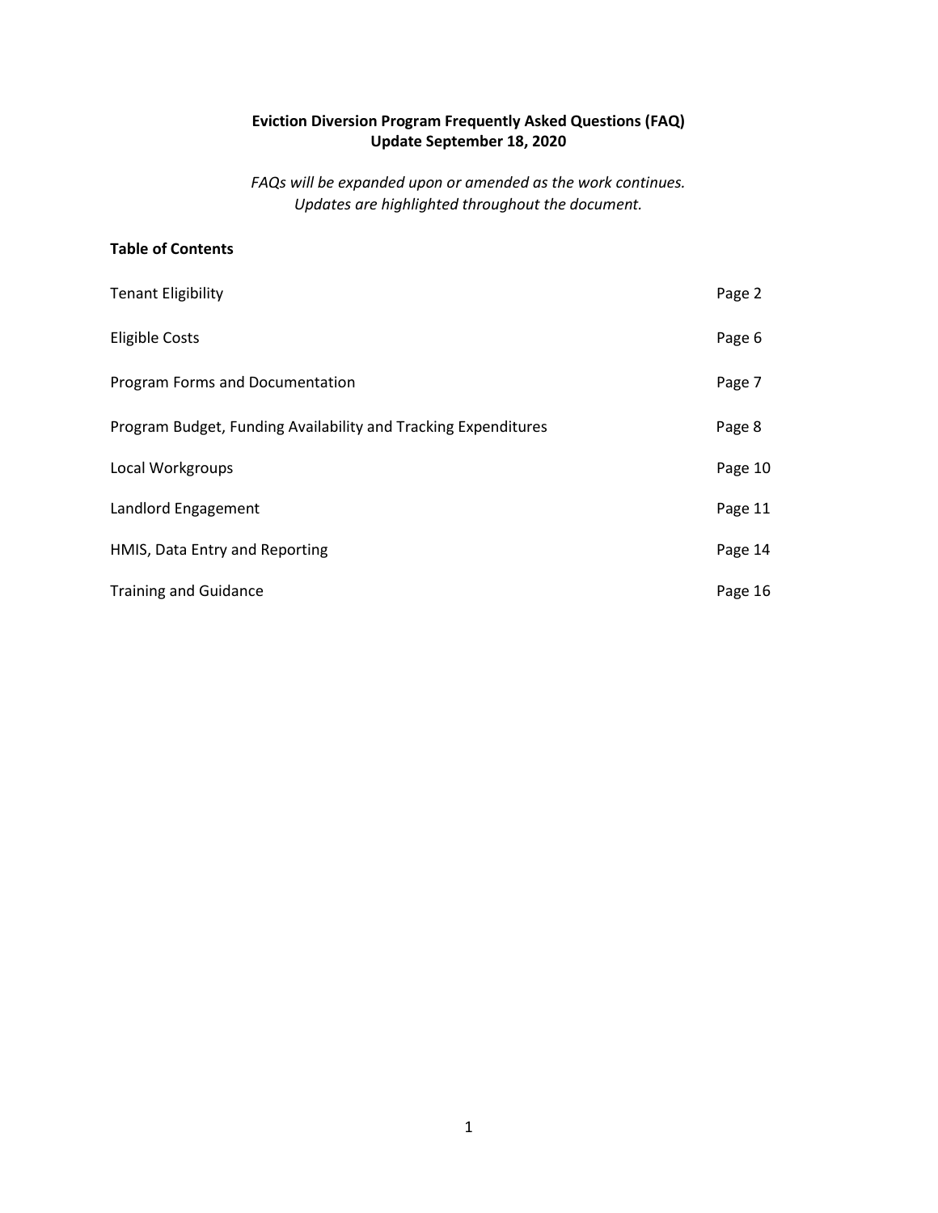# Eviction Diversion Program Frequently Asked Questions (FAQ)
## Update September 18, 2020

*FAQs will be expanded upon or amended as the work continues.*
*Updates are highlighted throughout the document.*

**Table of Contents**

| | |
|---|---|
| Tenant Eligibility | Page 2 |
| Eligible Costs | Page 6 |
| Program Forms and Documentation | Page 7 |
| Program Budget, Funding Availability and Tracking Expenditures | Page 8 |
| Local Workgroups | Page 10 |
| Landlord Engagement | Page 11 |
| HMIS, Data Entry and Reporting | Page 14 |
| Training and Guidance | Page 16 |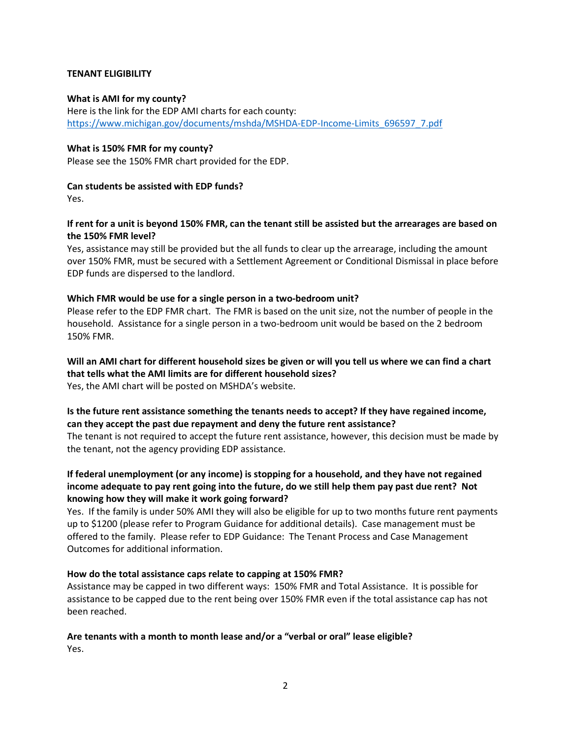**TENANT ELIGIBILITY**

**What is AMI for my county?**
Here is the link for the EDP AMI charts for each county:
[https://www.michigan.gov/documents/mshda/MSHDA-EDP-Income-Limits_696597_7.pdf](https://www.michigan.gov/documents/mshda/MSHDA-EDP-Income-Limits_696597_7.pdf)

**What is 150% FMR for my county?**
Please see the 150% FMR chart provided for the EDP.

**Can students be assisted with EDP funds?**
Yes.

**If rent for a unit is beyond 150% FMR, can the tenant still be assisted but the arrearages are based on the 150% FMR level?**
Yes, assistance may still be provided but the all funds to clear up the arrearage, including the amount over 150% FMR, must be secured with a Settlement Agreement or Conditional Dismissal in place before EDP funds are dispersed to the landlord.

**Which FMR would be use for a single person in a two-bedroom unit?**
Please refer to the EDP FMR chart. The FMR is based on the unit size, not the number of people in the household. Assistance for a single person in a two-bedroom unit would be based on the 2 bedroom 150% FMR.

**Will an AMI chart for different household sizes be given or will you tell us where we can find a chart that tells what the AMI limits are for different household sizes?**
Yes, the AMI chart will be posted on MSHDA's website.

**Is the future rent assistance something the tenants needs to accept? If they have regained income, can they accept the past due repayment and deny the future rent assistance?**
The tenant is not required to accept the future rent assistance, however, this decision must be made by the tenant, not the agency providing EDP assistance.

**If federal unemployment (or any income) is stopping for a household, and they have not regained income adequate to pay rent going into the future, do we still help them pay past due rent? Not knowing how they will make it work going forward?**
Yes. If the family is under 50% AMI they will also be eligible for up to two months future rent payments up to $1200 (please refer to Program Guidance for additional details). Case management must be offered to the family. Please refer to EDP Guidance: The Tenant Process and Case Management Outcomes for additional information.

**How do the total assistance caps relate to capping at 150% FMR?**
Assistance may be capped in two different ways: 150% FMR and Total Assistance. It is possible for assistance to be capped due to the rent being over 150% FMR even if the total assistance cap has not been reached.

**Are tenants with a month to month lease and/or a "verbal or oral" lease eligible?**
Yes.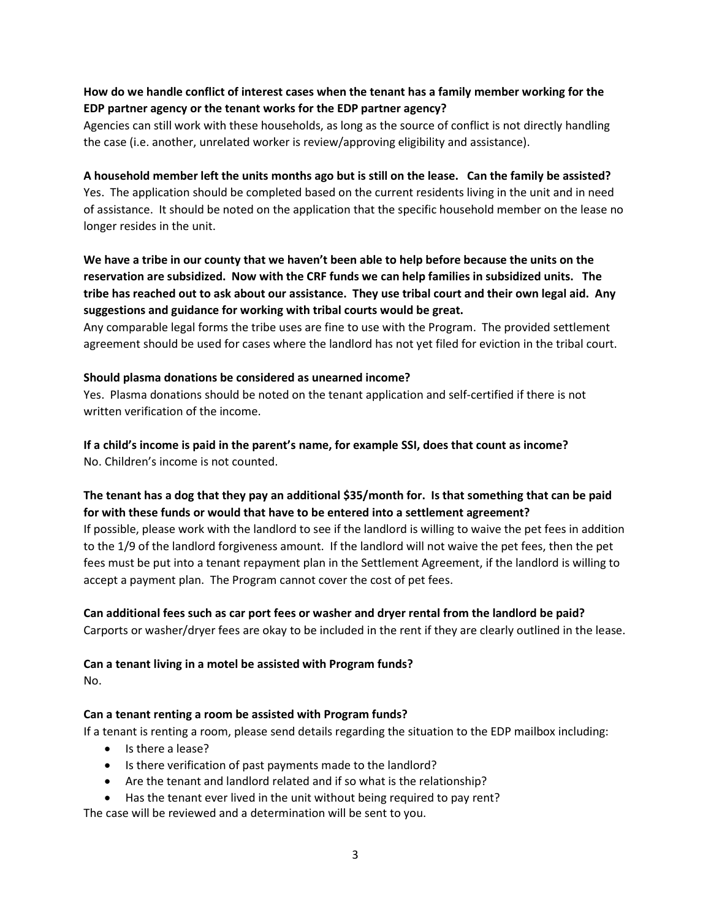**How do we handle conflict of interest cases when the tenant has a family member working for the EDP partner agency or the tenant works for the EDP partner agency?**

Agencies can still work with these households, as long as the source of conflict is not directly handling the case (i.e. another, unrelated worker is review/approving eligibility and assistance).

**A household member left the units months ago but is still on the lease. Can the family be assisted?**

Yes. The application should be completed based on the current residents living in the unit and in need of assistance. It should be noted on the application that the specific household member on the lease no longer resides in the unit.

**We have a tribe in our county that we haven't been able to help before because the units on the reservation are subsidized. Now with the CRF funds we can help families in subsidized units. The tribe has reached out to ask about our assistance. They use tribal court and their own legal aid. Any suggestions and guidance for working with tribal courts would be great.**

Any comparable legal forms the tribe uses are fine to use with the Program. The provided settlement agreement should be used for cases where the landlord has not yet filed for eviction in the tribal court.

**Should plasma donations be considered as unearned income?**

Yes. Plasma donations should be noted on the tenant application and self-certified if there is not written verification of the income.

**If a child's income is paid in the parent's name, for example SSI, does that count as income?**

No. Children's income is not counted.

**The tenant has a dog that they pay an additional $35/month for. Is that something that can be paid for with these funds or would that have to be entered into a settlement agreement?**

If possible, please work with the landlord to see if the landlord is willing to waive the pet fees in addition to the 1/9 of the landlord forgiveness amount. If the landlord will not waive the pet fees, then the pet fees must be put into a tenant repayment plan in the Settlement Agreement, if the landlord is willing to accept a payment plan. The Program cannot cover the cost of pet fees.

**Can additional fees such as car port fees or washer and dryer rental from the landlord be paid?**

Carports or washer/dryer fees are okay to be included in the rent if they are clearly outlined in the lease.

**Can a tenant living in a motel be assisted with Program funds?**

No.

**Can a tenant renting a room be assisted with Program funds?**

If a tenant is renting a room, please send details regarding the situation to the EDP mailbox including:

- Is there a lease?
- Is there verification of past payments made to the landlord?
- Are the tenant and landlord related and if so what is the relationship?
- Has the tenant ever lived in the unit without being required to pay rent?

The case will be reviewed and a determination will be sent to you.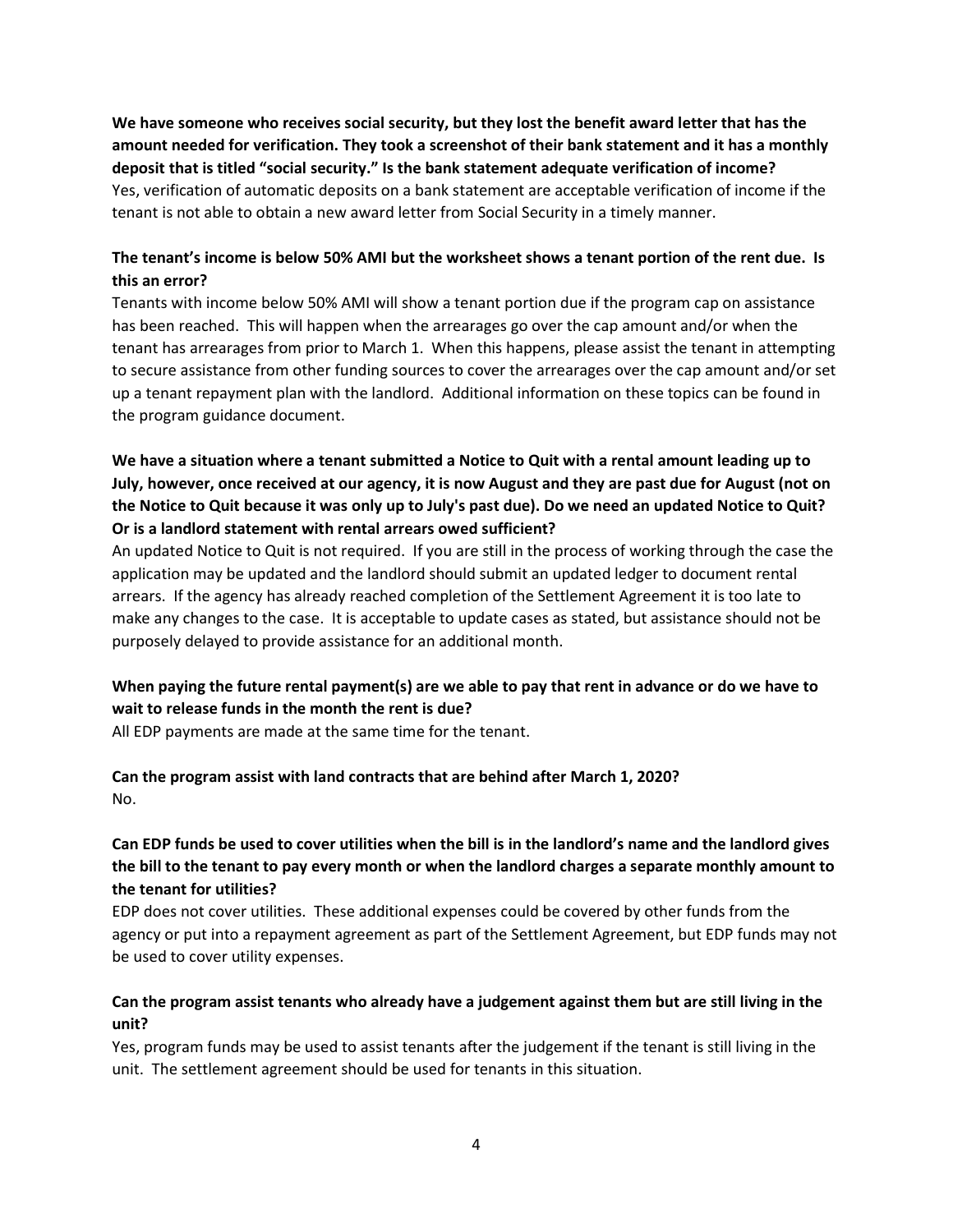**We have someone who receives social security, but they lost the benefit award letter that has the amount needed for verification. They took a screenshot of their bank statement and it has a monthly deposit that is titled "social security." Is the bank statement adequate verification of income?**

Yes, verification of automatic deposits on a bank statement are acceptable verification of income if the tenant is not able to obtain a new award letter from Social Security in a timely manner.

**The tenant's income is below 50% AMI but the worksheet shows a tenant portion of the rent due. Is this an error?**

Tenants with income below 50% AMI will show a tenant portion due if the program cap on assistance has been reached. This will happen when the arrearages go over the cap amount and/or when the tenant has arrearages from prior to March 1. When this happens, please assist the tenant in attempting to secure assistance from other funding sources to cover the arrearages over the cap amount and/or set up a tenant repayment plan with the landlord. Additional information on these topics can be found in the program guidance document.

**We have a situation where a tenant submitted a Notice to Quit with a rental amount leading up to July, however, once received at our agency, it is now August and they are past due for August (not on the Notice to Quit because it was only up to July's past due). Do we need an updated Notice to Quit? Or is a landlord statement with rental arrears owed sufficient?**

An updated Notice to Quit is not required. If you are still in the process of working through the case the application may be updated and the landlord should submit an updated ledger to document rental arrears. If the agency has already reached completion of the Settlement Agreement it is too late to make any changes to the case. It is acceptable to update cases as stated, but assistance should not be purposely delayed to provide assistance for an additional month.

**When paying the future rental payment(s) are we able to pay that rent in advance or do we have to wait to release funds in the month the rent is due?**

All EDP payments are made at the same time for the tenant.

**Can the program assist with land contracts that are behind after March 1, 2020?**

No.

**Can EDP funds be used to cover utilities when the bill is in the landlord's name and the landlord gives the bill to the tenant to pay every month or when the landlord charges a separate monthly amount to the tenant for utilities?**

EDP does not cover utilities. These additional expenses could be covered by other funds from the agency or put into a repayment agreement as part of the Settlement Agreement, but EDP funds may not be used to cover utility expenses.

**Can the program assist tenants who already have a judgement against them but are still living in the unit?**

Yes, program funds may be used to assist tenants after the judgement if the tenant is still living in the unit. The settlement agreement should be used for tenants in this situation.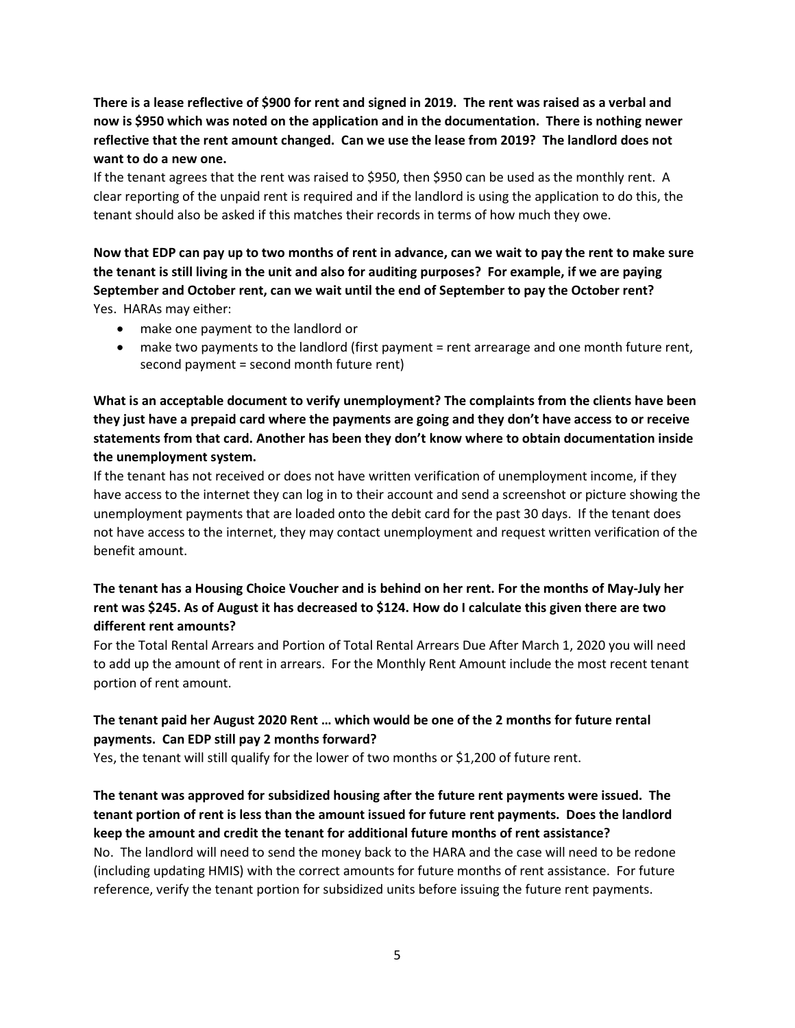**There is a lease reflective of $900 for rent and signed in 2019. The rent was raised as a verbal and now is $950 which was noted on the application and in the documentation. There is nothing newer reflective that the rent amount changed. Can we use the lease from 2019? The landlord does not want to do a new one.**

If the tenant agrees that the rent was raised to $950, then $950 can be used as the monthly rent. A clear reporting of the unpaid rent is required and if the landlord is using the application to do this, the tenant should also be asked if this matches their records in terms of how much they owe.

**Now that EDP can pay up to two months of rent in advance, can we wait to pay the rent to make sure the tenant is still living in the unit and also for auditing purposes? For example, if we are paying September and October rent, can we wait until the end of September to pay the October rent?**

Yes. HARAs may either:

- make one payment to the landlord or
- make two payments to the landlord (first payment = rent arrearage and one month future rent, second payment = second month future rent)

**What is an acceptable document to verify unemployment? The complaints from the clients have been they just have a prepaid card where the payments are going and they don't have access to or receive statements from that card. Another has been they don't know where to obtain documentation inside the unemployment system.**

If the tenant has not received or does not have written verification of unemployment income, if they have access to the internet they can log in to their account and send a screenshot or picture showing the unemployment payments that are loaded onto the debit card for the past 30 days. If the tenant does not have access to the internet, they may contact unemployment and request written verification of the benefit amount.

**The tenant has a Housing Choice Voucher and is behind on her rent. For the months of May-July her rent was $245. As of August it has decreased to $124. How do I calculate this given there are two different rent amounts?**

For the Total Rental Arrears and Portion of Total Rental Arrears Due After March 1, 2020 you will need to add up the amount of rent in arrears. For the Monthly Rent Amount include the most recent tenant portion of rent amount.

**The tenant paid her August 2020 Rent … which would be one of the 2 months for future rental payments. Can EDP still pay 2 months forward?**

Yes, the tenant will still qualify for the lower of two months or $1,200 of future rent.

**The tenant was approved for subsidized housing after the future rent payments were issued. The tenant portion of rent is less than the amount issued for future rent payments. Does the landlord keep the amount and credit the tenant for additional future months of rent assistance?**

No. The landlord will need to send the money back to the HARA and the case will need to be redone (including updating HMIS) with the correct amounts for future months of rent assistance. For future reference, verify the tenant portion for subsidized units before issuing the future rent payments.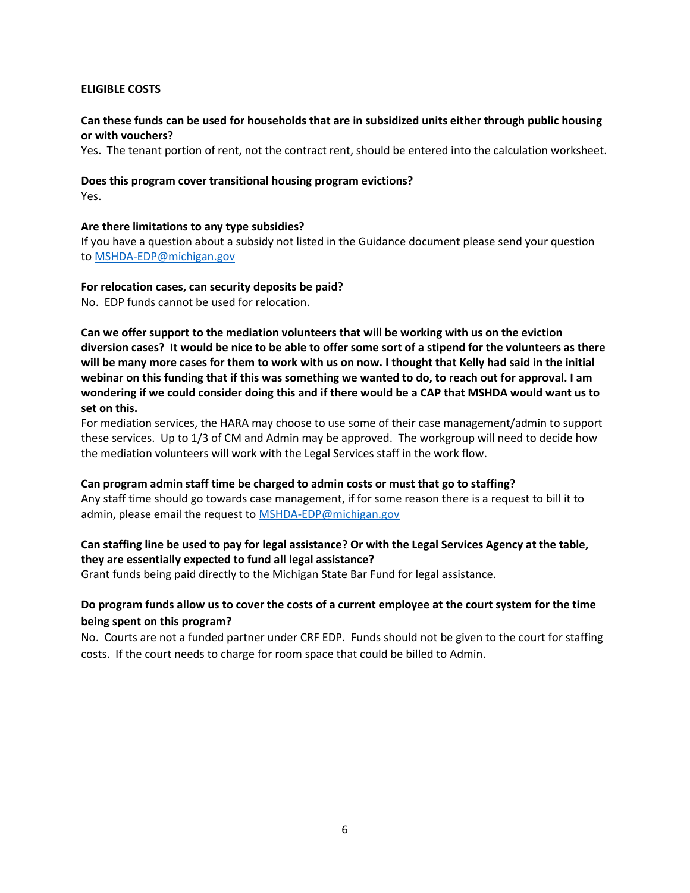## ELIGIBLE COSTS

**Can these funds can be used for households that are in subsidized units either through public housing or with vouchers?**
Yes. The tenant portion of rent, not the contract rent, should be entered into the calculation worksheet.

**Does this program cover transitional housing program evictions?**
Yes.

**Are there limitations to any type subsidies?**
If you have a question about a subsidy not listed in the Guidance document please send your question to MSHDA-EDP@michigan.gov

**For relocation cases, can security deposits be paid?**
No. EDP funds cannot be used for relocation.

**Can we offer support to the mediation volunteers that will be working with us on the eviction diversion cases? It would be nice to be able to offer some sort of a stipend for the volunteers as there will be many more cases for them to work with us on now. I thought that Kelly had said in the initial webinar on this funding that if this was something we wanted to do, to reach out for approval. I am wondering if we could consider doing this and if there would be a CAP that MSHDA would want us to set on this.**
For mediation services, the HARA may choose to use some of their case management/admin to support these services. Up to 1/3 of CM and Admin may be approved. The workgroup will need to decide how the mediation volunteers will work with the Legal Services staff in the work flow.

**Can program admin staff time be charged to admin costs or must that go to staffing?**
Any staff time should go towards case management, if for some reason there is a request to bill it to admin, please email the request to MSHDA-EDP@michigan.gov

**Can staffing line be used to pay for legal assistance? Or with the Legal Services Agency at the table, they are essentially expected to fund all legal assistance?**
Grant funds being paid directly to the Michigan State Bar Fund for legal assistance.

**Do program funds allow us to cover the costs of a current employee at the court system for the time being spent on this program?**
No. Courts are not a funded partner under CRF EDP. Funds should not be given to the court for staffing costs. If the court needs to charge for room space that could be billed to Admin.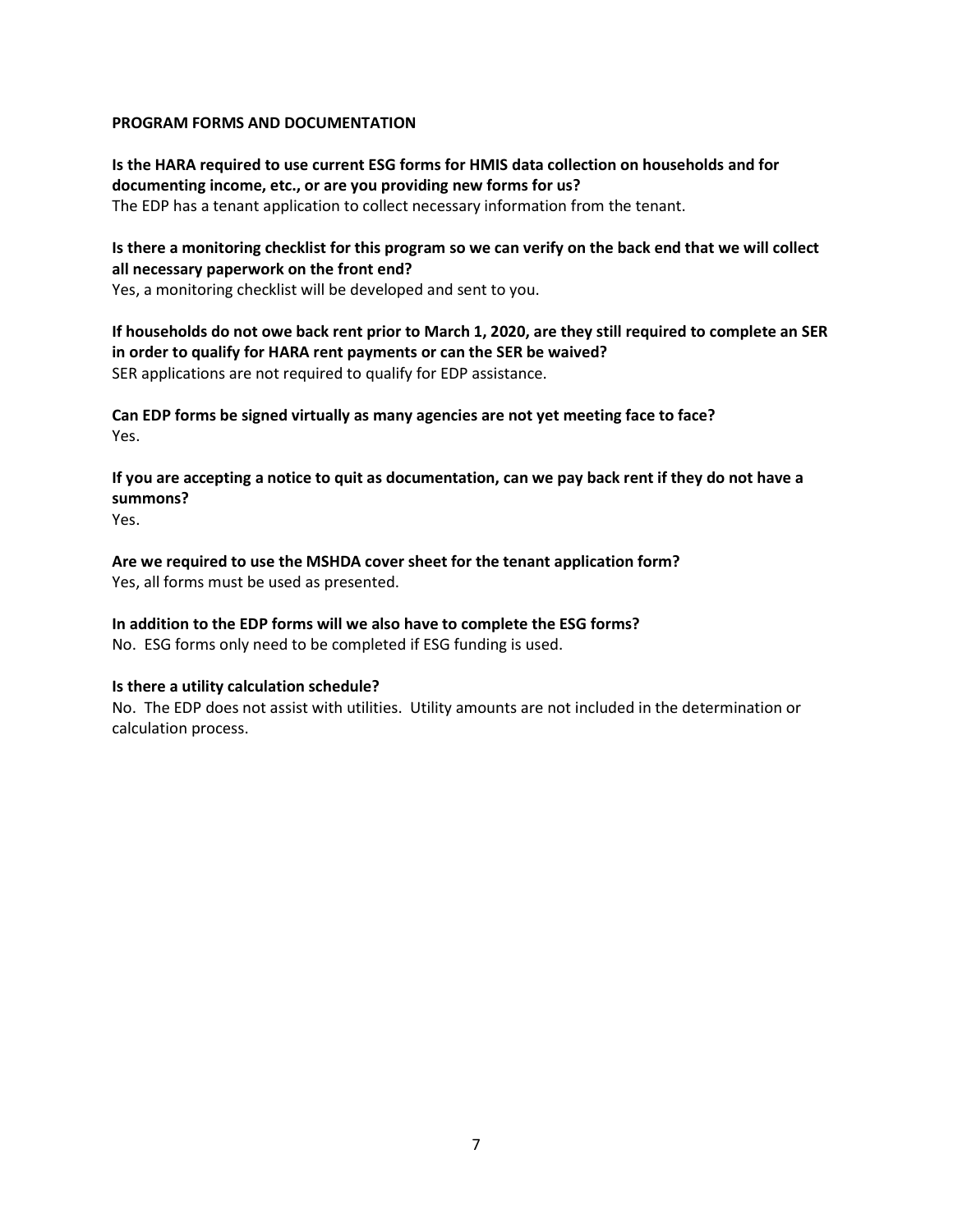## PROGRAM FORMS AND DOCUMENTATION

**Is the HARA required to use current ESG forms for HMIS data collection on households and for documenting income, etc., or are you providing new forms for us?**
The EDP has a tenant application to collect necessary information from the tenant.

**Is there a monitoring checklist for this program so we can verify on the back end that we will collect all necessary paperwork on the front end?**
Yes, a monitoring checklist will be developed and sent to you.

**If households do not owe back rent prior to March 1, 2020, are they still required to complete an SER in order to qualify for HARA rent payments or can the SER be waived?**
SER applications are not required to qualify for EDP assistance.

**Can EDP forms be signed virtually as many agencies are not yet meeting face to face?**
Yes.

**If you are accepting a notice to quit as documentation, can we pay back rent if they do not have a summons?**
Yes.

**Are we required to use the MSHDA cover sheet for the tenant application form?**
Yes, all forms must be used as presented.

**In addition to the EDP forms will we also have to complete the ESG forms?**
No. ESG forms only need to be completed if ESG funding is used.

**Is there a utility calculation schedule?**
No. The EDP does not assist with utilities. Utility amounts are not included in the determination or calculation process.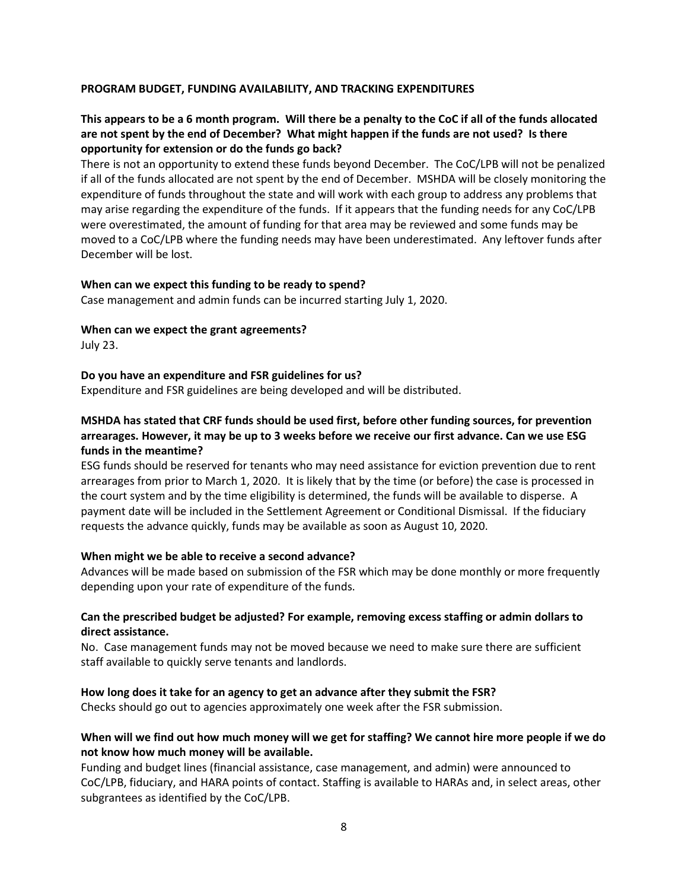**PROGRAM BUDGET, FUNDING AVAILABILITY, AND TRACKING EXPENDITURES**

**This appears to be a 6 month program. Will there be a penalty to the CoC if all of the funds allocated are not spent by the end of December? What might happen if the funds are not used? Is there opportunity for extension or do the funds go back?**

There is not an opportunity to extend these funds beyond December. The CoC/LPB will not be penalized if all of the funds allocated are not spent by the end of December. MSHDA will be closely monitoring the expenditure of funds throughout the state and will work with each group to address any problems that may arise regarding the expenditure of the funds. If it appears that the funding needs for any CoC/LPB were overestimated, the amount of funding for that area may be reviewed and some funds may be moved to a CoC/LPB where the funding needs may have been underestimated. Any leftover funds after December will be lost.

**When can we expect this funding to be ready to spend?**

Case management and admin funds can be incurred starting July 1, 2020.

**When can we expect the grant agreements?**

July 23.

**Do you have an expenditure and FSR guidelines for us?**

Expenditure and FSR guidelines are being developed and will be distributed.

**MSHDA has stated that CRF funds should be used first, before other funding sources, for prevention arrearages. However, it may be up to 3 weeks before we receive our first advance. Can we use ESG funds in the meantime?**

ESG funds should be reserved for tenants who may need assistance for eviction prevention due to rent arrearages from prior to March 1, 2020. It is likely that by the time (or before) the case is processed in the court system and by the time eligibility is determined, the funds will be available to disperse. A payment date will be included in the Settlement Agreement or Conditional Dismissal. If the fiduciary requests the advance quickly, funds may be available as soon as August 10, 2020.

**When might we be able to receive a second advance?**

Advances will be made based on submission of the FSR which may be done monthly or more frequently depending upon your rate of expenditure of the funds.

**Can the prescribed budget be adjusted? For example, removing excess staffing or admin dollars to direct assistance.**

No. Case management funds may not be moved because we need to make sure there are sufficient staff available to quickly serve tenants and landlords.

**How long does it take for an agency to get an advance after they submit the FSR?**

Checks should go out to agencies approximately one week after the FSR submission.

**When will we find out how much money will we get for staffing? We cannot hire more people if we do not know how much money will be available.**

Funding and budget lines (financial assistance, case management, and admin) were announced to CoC/LPB, fiduciary, and HARA points of contact. Staffing is available to HARAs and, in select areas, other subgrantees as identified by the CoC/LPB.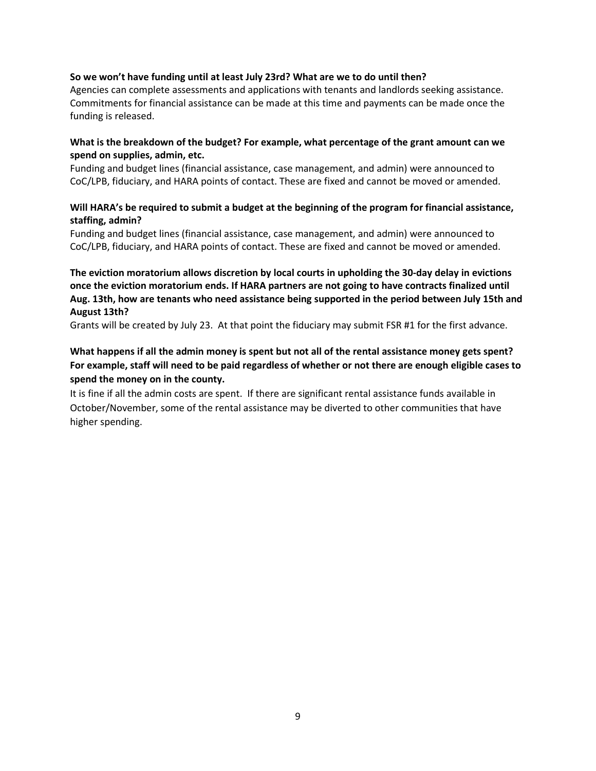**So we won't have funding until at least July 23rd? What are we to do until then?**

Agencies can complete assessments and applications with tenants and landlords seeking assistance. Commitments for financial assistance can be made at this time and payments can be made once the funding is released.

**What is the breakdown of the budget? For example, what percentage of the grant amount can we spend on supplies, admin, etc.**

Funding and budget lines (financial assistance, case management, and admin) were announced to CoC/LPB, fiduciary, and HARA points of contact. These are fixed and cannot be moved or amended.

**Will HARA's be required to submit a budget at the beginning of the program for financial assistance, staffing, admin?**

Funding and budget lines (financial assistance, case management, and admin) were announced to CoC/LPB, fiduciary, and HARA points of contact. These are fixed and cannot be moved or amended.

**The eviction moratorium allows discretion by local courts in upholding the 30-day delay in evictions once the eviction moratorium ends. If HARA partners are not going to have contracts finalized until Aug. 13th, how are tenants who need assistance being supported in the period between July 15th and August 13th?**

Grants will be created by July 23. At that point the fiduciary may submit FSR #1 for the first advance.

**What happens if all the admin money is spent but not all of the rental assistance money gets spent? For example, staff will need to be paid regardless of whether or not there are enough eligible cases to spend the money on in the county.**

It is fine if all the admin costs are spent. If there are significant rental assistance funds available in October/November, some of the rental assistance may be diverted to other communities that have higher spending.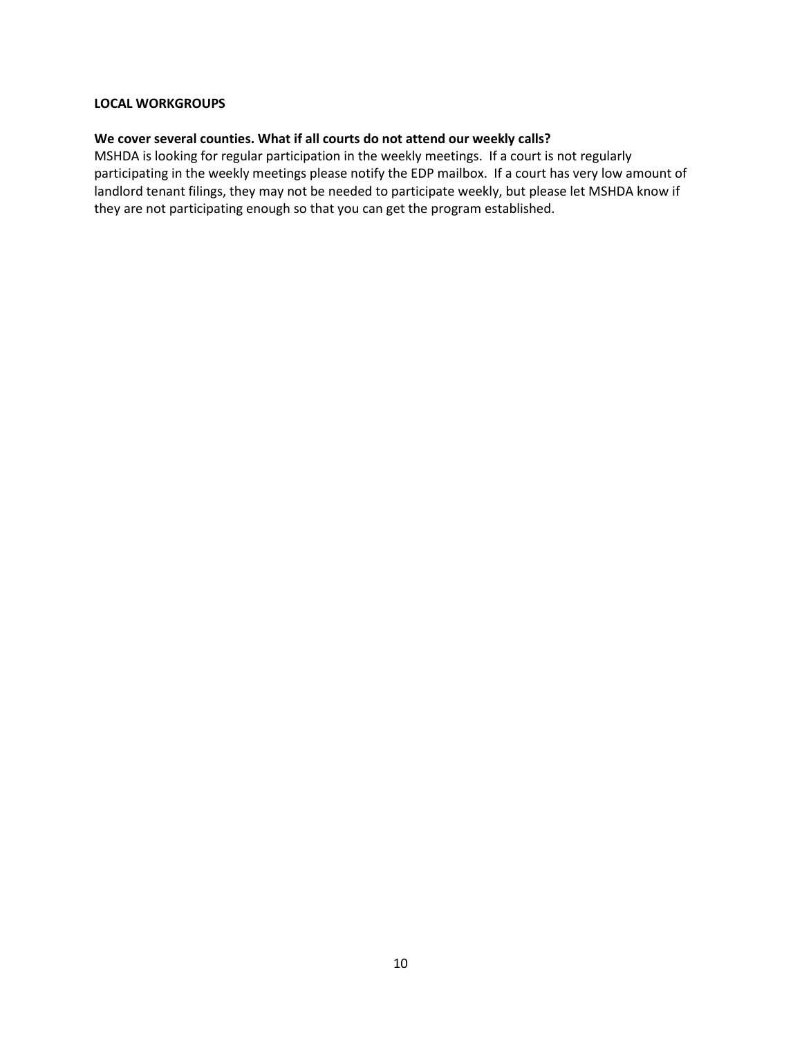**LOCAL WORKGROUPS**

**We cover several counties. What if all courts do not attend our weekly calls?**

MSHDA is looking for regular participation in the weekly meetings. If a court is not regularly participating in the weekly meetings please notify the EDP mailbox. If a court has very low amount of landlord tenant filings, they may not be needed to participate weekly, but please let MSHDA know if they are not participating enough so that you can get the program established.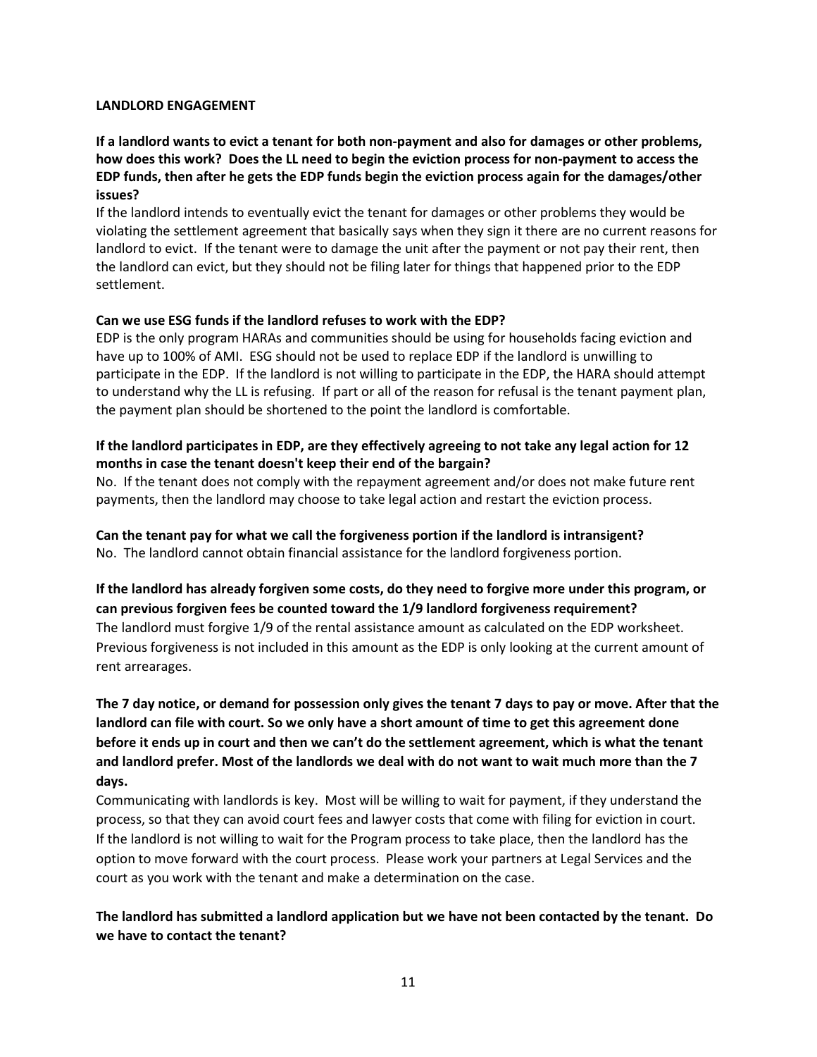## LANDLORD ENGAGEMENT

**If a landlord wants to evict a tenant for both non-payment and also for damages or other problems, how does this work? Does the LL need to begin the eviction process for non-payment to access the EDP funds, then after he gets the EDP funds begin the eviction process again for the damages/other issues?**

If the landlord intends to eventually evict the tenant for damages or other problems they would be violating the settlement agreement that basically says when they sign it there are no current reasons for landlord to evict. If the tenant were to damage the unit after the payment or not pay their rent, then the landlord can evict, but they should not be filing later for things that happened prior to the EDP settlement.

**Can we use ESG funds if the landlord refuses to work with the EDP?**

EDP is the only program HARAs and communities should be using for households facing eviction and have up to 100% of AMI. ESG should not be used to replace EDP if the landlord is unwilling to participate in the EDP. If the landlord is not willing to participate in the EDP, the HARA should attempt to understand why the LL is refusing. If part or all of the reason for refusal is the tenant payment plan, the payment plan should be shortened to the point the landlord is comfortable.

**If the landlord participates in EDP, are they effectively agreeing to not take any legal action for 12 months in case the tenant doesn't keep their end of the bargain?**

No. If the tenant does not comply with the repayment agreement and/or does not make future rent payments, then the landlord may choose to take legal action and restart the eviction process.

**Can the tenant pay for what we call the forgiveness portion if the landlord is intransigent?**

No. The landlord cannot obtain financial assistance for the landlord forgiveness portion.

**If the landlord has already forgiven some costs, do they need to forgive more under this program, or can previous forgiven fees be counted toward the 1/9 landlord forgiveness requirement?**

The landlord must forgive 1/9 of the rental assistance amount as calculated on the EDP worksheet. Previous forgiveness is not included in this amount as the EDP is only looking at the current amount of rent arrearages.

**The 7 day notice, or demand for possession only gives the tenant 7 days to pay or move. After that the landlord can file with court. So we only have a short amount of time to get this agreement done before it ends up in court and then we can't do the settlement agreement, which is what the tenant and landlord prefer. Most of the landlords we deal with do not want to wait much more than the 7 days.**

Communicating with landlords is key. Most will be willing to wait for payment, if they understand the process, so that they can avoid court fees and lawyer costs that come with filing for eviction in court. If the landlord is not willing to wait for the Program process to take place, then the landlord has the option to move forward with the court process. Please work your partners at Legal Services and the court as you work with the tenant and make a determination on the case.

**The landlord has submitted a landlord application but we have not been contacted by the tenant. Do we have to contact the tenant?**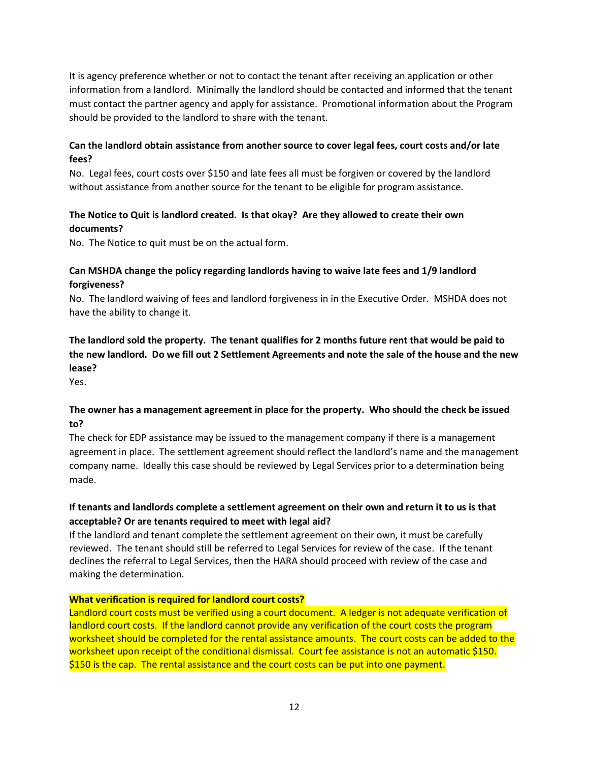It is agency preference whether or not to contact the tenant after receiving an application or other information from a landlord. Minimally the landlord should be contacted and informed that the tenant must contact the partner agency and apply for assistance. Promotional information about the Program should be provided to the landlord to share with the tenant.

**Can the landlord obtain assistance from another source to cover legal fees, court costs and/or late fees?**

No. Legal fees, court costs over $150 and late fees all must be forgiven or covered by the landlord without assistance from another source for the tenant to be eligible for program assistance.

**The Notice to Quit is landlord created. Is that okay? Are they allowed to create their own documents?**

No. The Notice to quit must be on the actual form.

**Can MSHDA change the policy regarding landlords having to waive late fees and 1/9 landlord forgiveness?**

No. The landlord waiving of fees and landlord forgiveness in in the Executive Order. MSHDA does not have the ability to change it.

**The landlord sold the property. The tenant qualifies for 2 months future rent that would be paid to the new landlord. Do we fill out 2 Settlement Agreements and note the sale of the house and the new lease?**

Yes.

**The owner has a management agreement in place for the property. Who should the check be issued to?**

The check for EDP assistance may be issued to the management company if there is a management agreement in place. The settlement agreement should reflect the landlord's name and the management company name. Ideally this case should be reviewed by Legal Services prior to a determination being made.

**If tenants and landlords complete a settlement agreement on their own and return it to us is that acceptable? Or are tenants required to meet with legal aid?**

If the landlord and tenant complete the settlement agreement on their own, it must be carefully reviewed. The tenant should still be referred to Legal Services for review of the case. If the tenant declines the referral to Legal Services, then the HARA should proceed with review of the case and making the determination.

**What verification is required for landlord court costs?**

Landlord court costs must be verified using a court document. A ledger is not adequate verification of landlord court costs. If the landlord cannot provide any verification of the court costs the program worksheet should be completed for the rental assistance amounts. The court costs can be added to the worksheet upon receipt of the conditional dismissal. Court fee assistance is not an automatic $150. $150 is the cap. The rental assistance and the court costs can be put into one payment.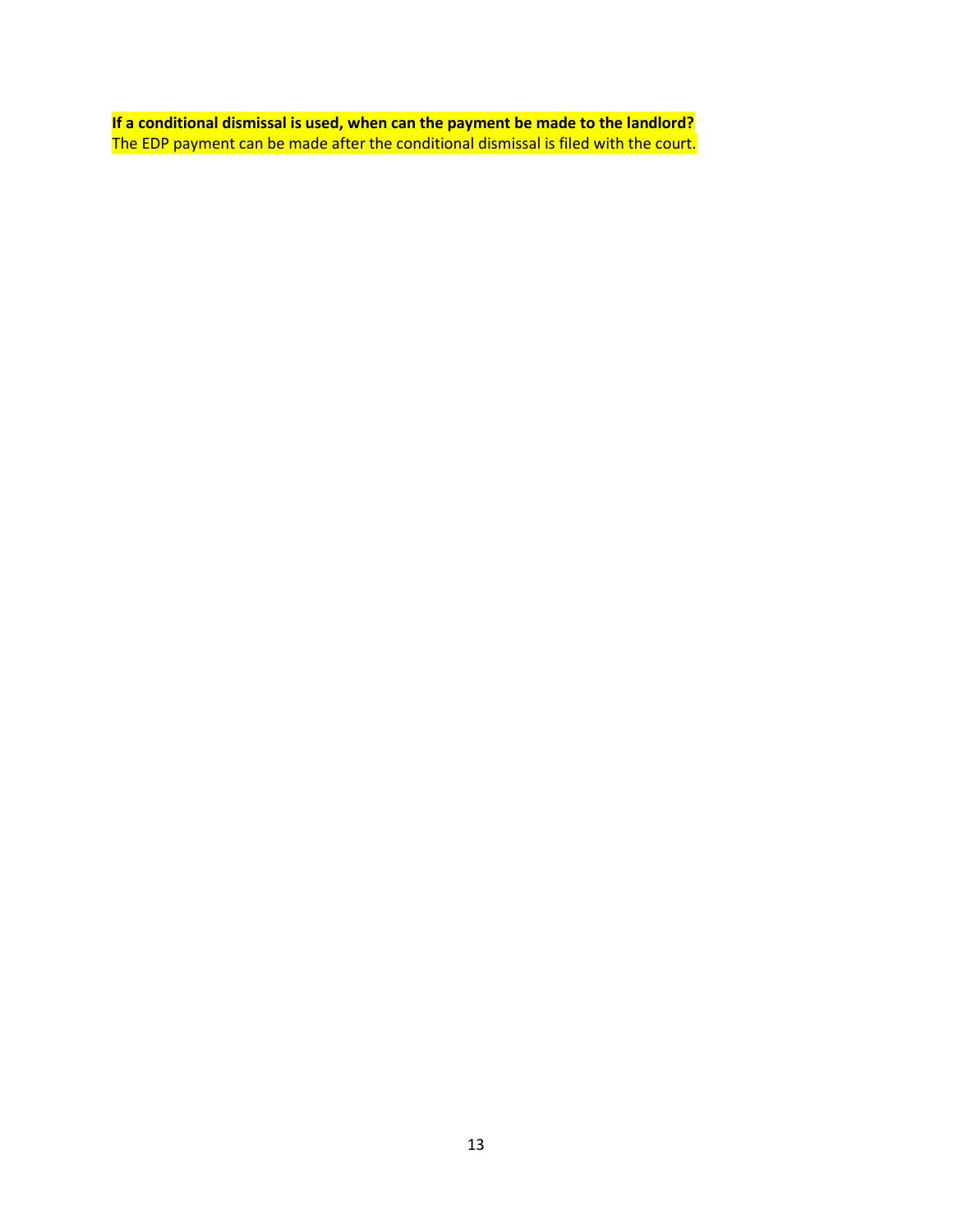**If a conditional dismissal is used, when can the payment be made to the landlord?**

The EDP payment can be made after the conditional dismissal is filed with the court.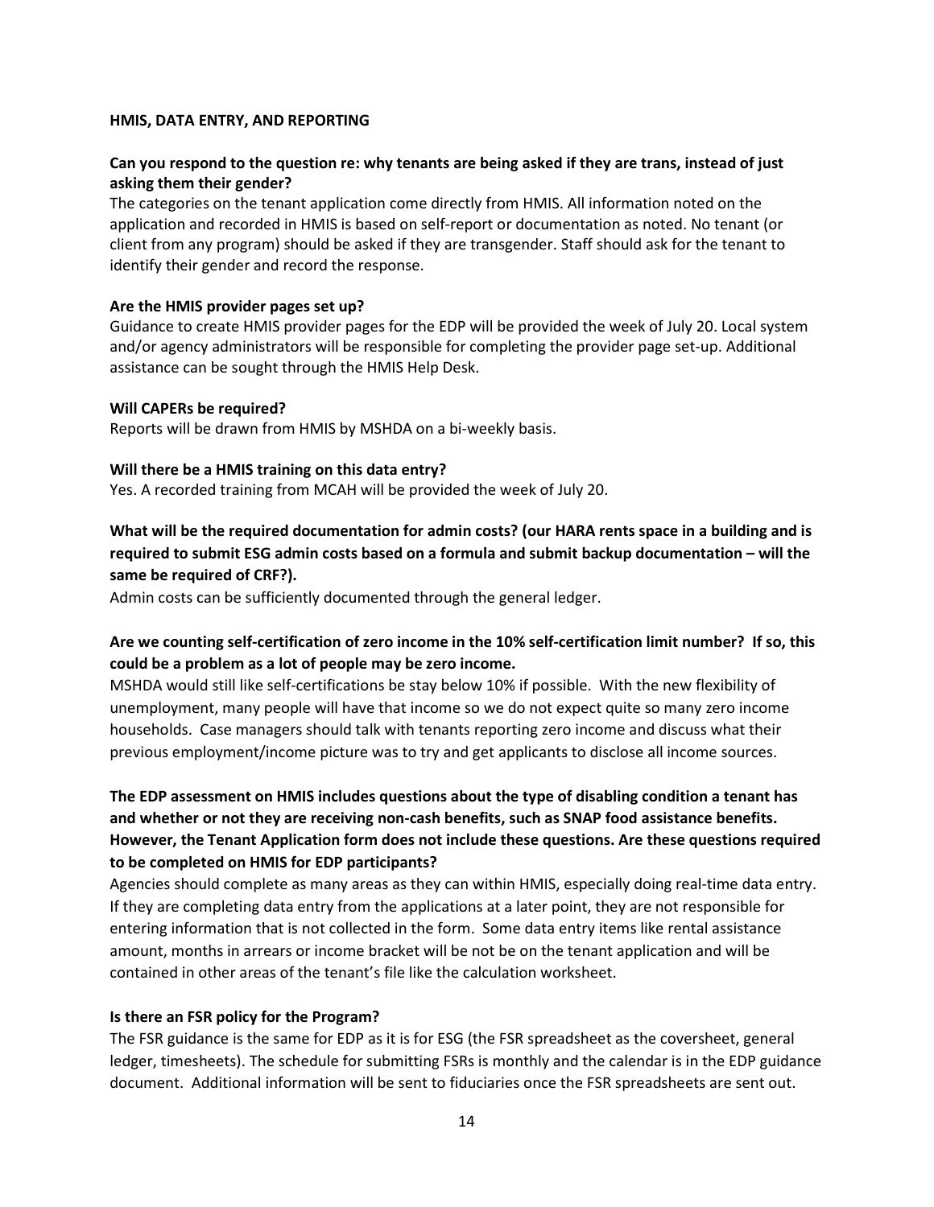## HMIS, DATA ENTRY, AND REPORTING

**Can you respond to the question re: why tenants are being asked if they are trans, instead of just asking them their gender?**

The categories on the tenant application come directly from HMIS. All information noted on the application and recorded in HMIS is based on self-report or documentation as noted. No tenant (or client from any program) should be asked if they are transgender. Staff should ask for the tenant to identify their gender and record the response.

**Are the HMIS provider pages set up?**

Guidance to create HMIS provider pages for the EDP will be provided the week of July 20. Local system and/or agency administrators will be responsible for completing the provider page set-up. Additional assistance can be sought through the HMIS Help Desk.

**Will CAPERs be required?**

Reports will be drawn from HMIS by MSHDA on a bi-weekly basis.

**Will there be a HMIS training on this data entry?**

Yes. A recorded training from MCAH will be provided the week of July 20.

**What will be the required documentation for admin costs? (our HARA rents space in a building and is required to submit ESG admin costs based on a formula and submit backup documentation – will the same be required of CRF?).**

Admin costs can be sufficiently documented through the general ledger.

**Are we counting self-certification of zero income in the 10% self-certification limit number? If so, this could be a problem as a lot of people may be zero income.**

MSHDA would still like self-certifications be stay below 10% if possible. With the new flexibility of unemployment, many people will have that income so we do not expect quite so many zero income households. Case managers should talk with tenants reporting zero income and discuss what their previous employment/income picture was to try and get applicants to disclose all income sources.

**The EDP assessment on HMIS includes questions about the type of disabling condition a tenant has and whether or not they are receiving non-cash benefits, such as SNAP food assistance benefits. However, the Tenant Application form does not include these questions. Are these questions required to be completed on HMIS for EDP participants?**

Agencies should complete as many areas as they can within HMIS, especially doing real-time data entry. If they are completing data entry from the applications at a later point, they are not responsible for entering information that is not collected in the form. Some data entry items like rental assistance amount, months in arrears or income bracket will be not be on the tenant application and will be contained in other areas of the tenant's file like the calculation worksheet.

**Is there an FSR policy for the Program?**

The FSR guidance is the same for EDP as it is for ESG (the FSR spreadsheet as the coversheet, general ledger, timesheets). The schedule for submitting FSRs is monthly and the calendar is in the EDP guidance document. Additional information will be sent to fiduciaries once the FSR spreadsheets are sent out.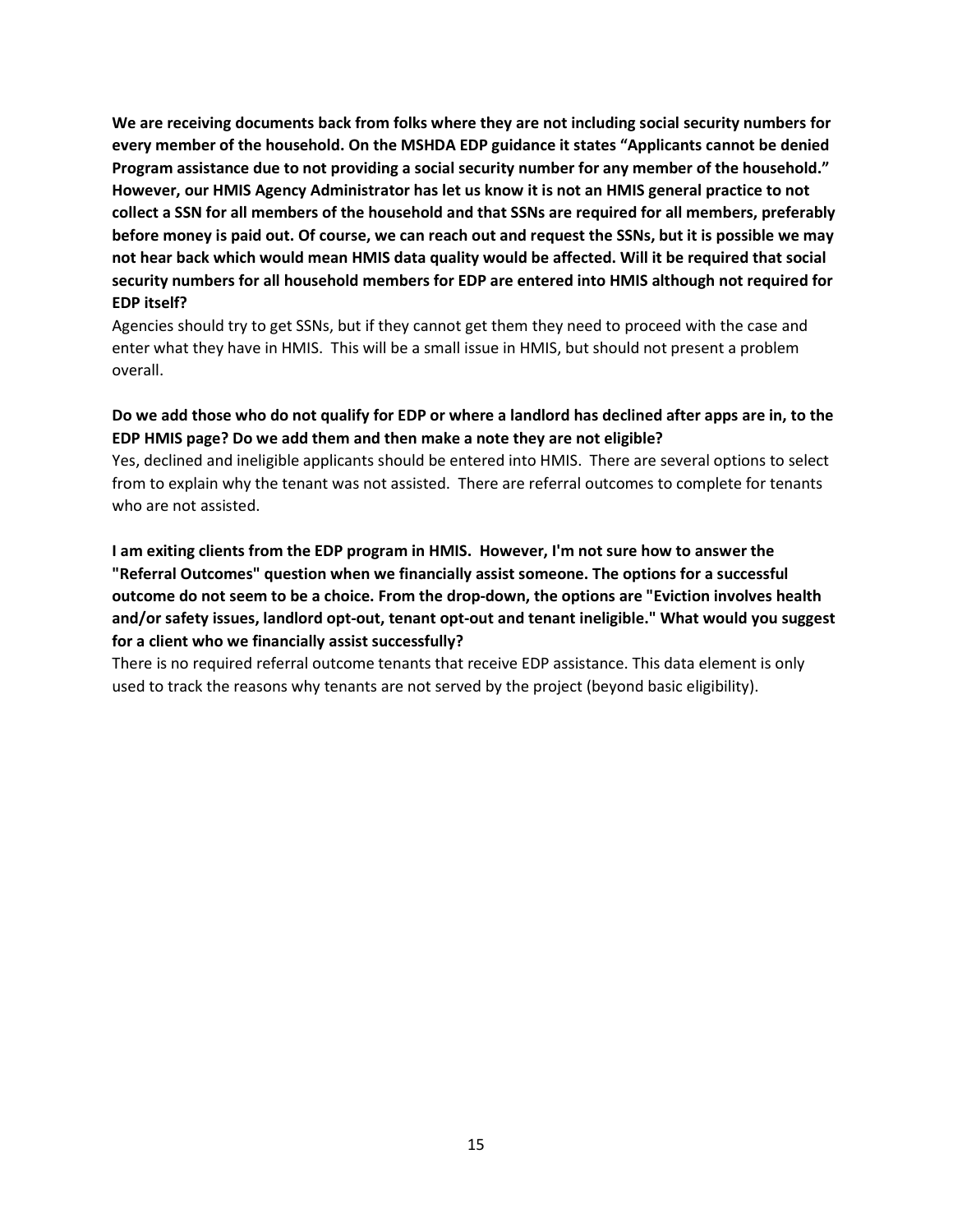**We are receiving documents back from folks where they are not including social security numbers for every member of the household. On the MSHDA EDP guidance it states “Applicants cannot be denied Program assistance due to not providing a social security number for any member of the household.” However, our HMIS Agency Administrator has let us know it is not an HMIS general practice to not collect a SSN for all members of the household and that SSNs are required for all members, preferably before money is paid out. Of course, we can reach out and request the SSNs, but it is possible we may not hear back which would mean HMIS data quality would be affected. Will it be required that social security numbers for all household members for EDP are entered into HMIS although not required for EDP itself?**

Agencies should try to get SSNs, but if they cannot get them they need to proceed with the case and enter what they have in HMIS. This will be a small issue in HMIS, but should not present a problem overall.

**Do we add those who do not qualify for EDP or where a landlord has declined after apps are in, to the EDP HMIS page? Do we add them and then make a note they are not eligible?**

Yes, declined and ineligible applicants should be entered into HMIS. There are several options to select from to explain why the tenant was not assisted. There are referral outcomes to complete for tenants who are not assisted.

**I am exiting clients from the EDP program in HMIS. However, I'm not sure how to answer the "Referral Outcomes" question when we financially assist someone. The options for a successful outcome do not seem to be a choice. From the drop-down, the options are "Eviction involves health and/or safety issues, landlord opt-out, tenant opt-out and tenant ineligible." What would you suggest for a client who we financially assist successfully?**

There is no required referral outcome tenants that receive EDP assistance. This data element is only used to track the reasons why tenants are not served by the project (beyond basic eligibility).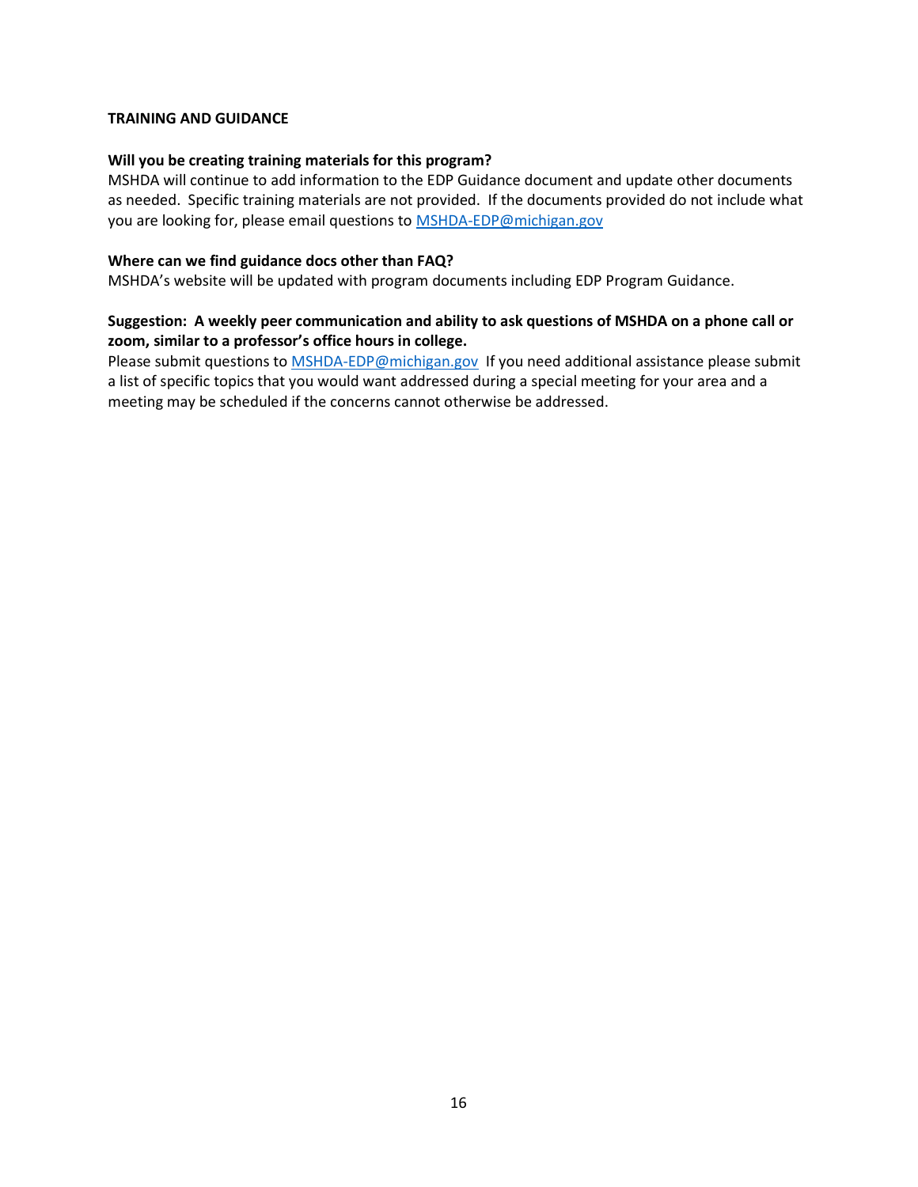**TRAINING AND GUIDANCE**

**Will you be creating training materials for this program?**
MSHDA will continue to add information to the EDP Guidance document and update other documents as needed. Specific training materials are not provided. If the documents provided do not include what you are looking for, please email questions to MSHDA-EDP@michigan.gov

**Where can we find guidance docs other than FAQ?**
MSHDA's website will be updated with program documents including EDP Program Guidance.

**Suggestion: A weekly peer communication and ability to ask questions of MSHDA on a phone call or zoom, similar to a professor's office hours in college.**
Please submit questions to MSHDA-EDP@michigan.gov If you need additional assistance please submit a list of specific topics that you would want addressed during a special meeting for your area and a meeting may be scheduled if the concerns cannot otherwise be addressed.